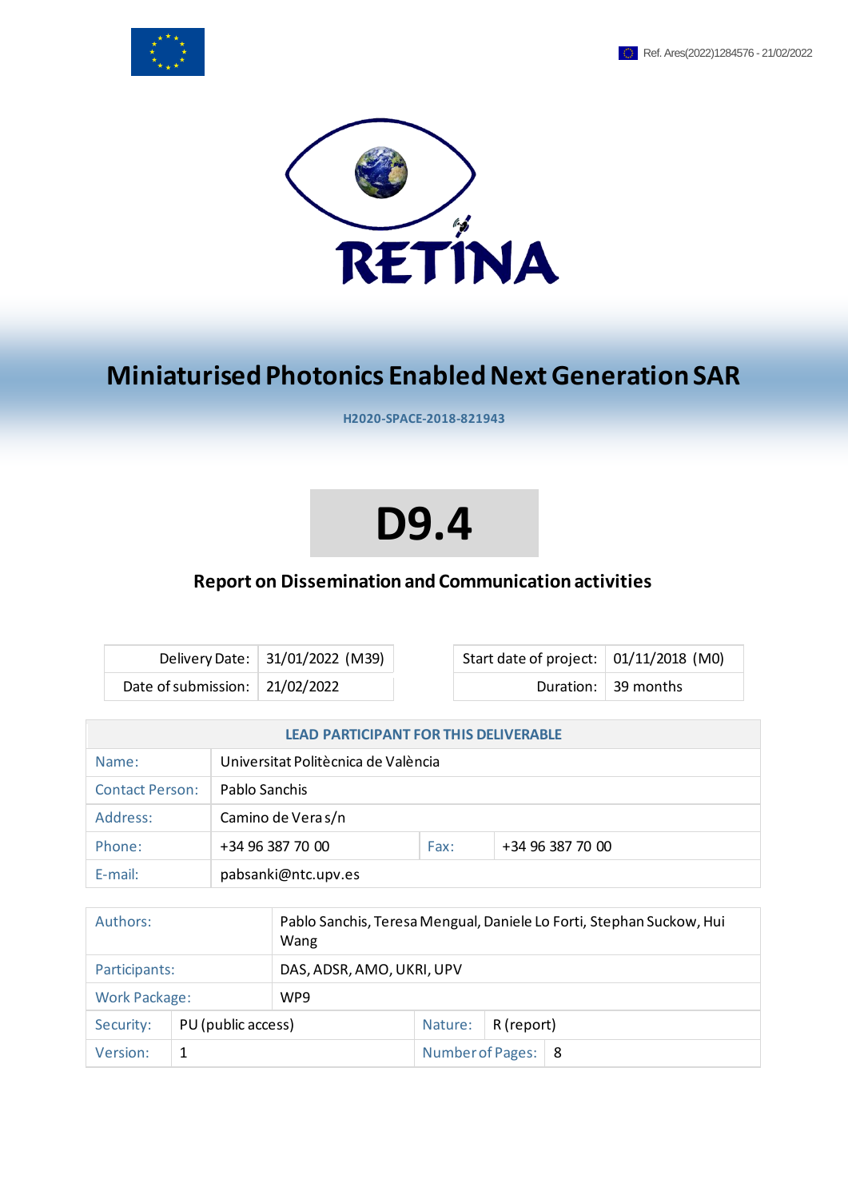Ref. Ares(2022)1284576 - 21/02/2022

RETINA

# Miniaturised Photonics Enabled Next Generation SAR

**H2020-SPACE-2018-821943**

# D9.4

## Report on Dissemination and Communication activities

| Delivery Date: | 31/01/2022 (M39) |
|---|---|
| Date of submission: | 21/02/2022 |

| Start date of project: | 01/11/2018 (M0) |
|---|---|
| Duration: | 39 months |

| LEAD PARTICIPANT FOR THIS DELIVERABLE | | | |
|---|---|---|---|
| Name: | Universitat Politècnica de València | | |
| Contact Person: | Pablo Sanchis | | |
| Address: | Camino de Vera s/n | | |
| Phone: | +34 96 387 70 00 | Fax: | +34 96 387 70 00 |
| E-mail: | pabsanki@ntc.upv.es | | |

| | | | |
|---|---|---|---|
| Authors: | Pablo Sanchis, Teresa Mengual, Daniele Lo Forti, Stephan Suckow, Hui Wang | | |
| Participants: | DAS, ADSR, AMO, UKRI, UPV | | |
| Work Package: | WP9 | | |
| Security: | PU (public access) | Nature: | R (report) |
| Version: | 1 | Number of Pages: | 8 |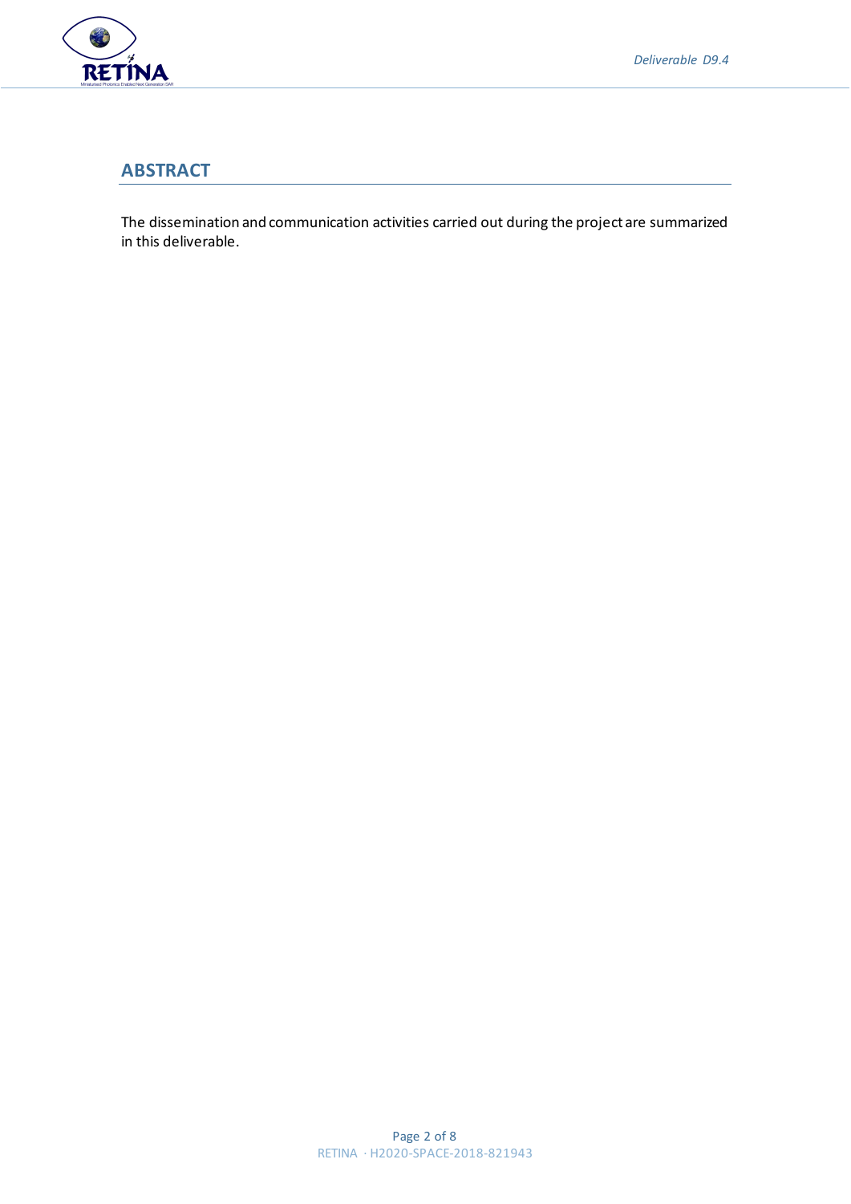## ABSTRACT

The dissemination and communication activities carried out during the project are summarized in this deliverable.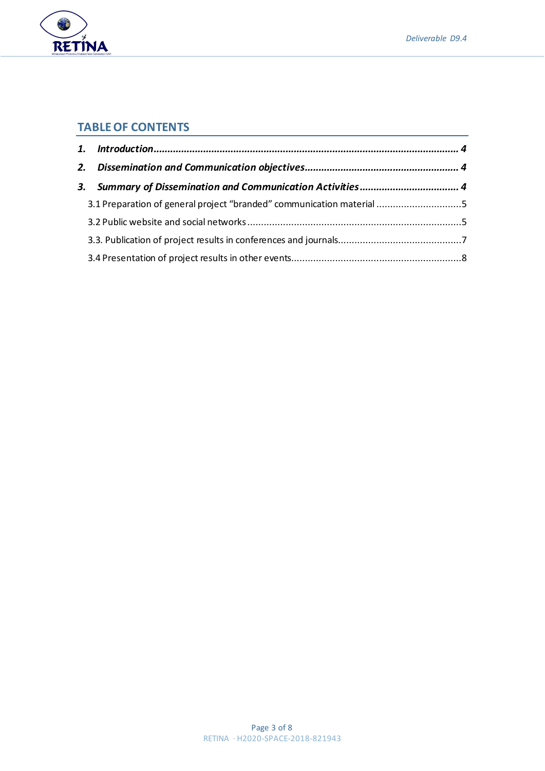## TABLE OF CONTENTS

***1. Introduction................................................................................................................ 4***

***2. Dissemination and Communication objectives........................................................ 4***

***3. Summary of Dissemination and Communication Activities..................................... 4***

3.1 Preparation of general project "branded" communication material ................................5

3.2 Public website and social networks..............................................................................5

3.3. Publication of project results in conferences and journals.............................................7

3.4 Presentation of project results in other events..............................................................8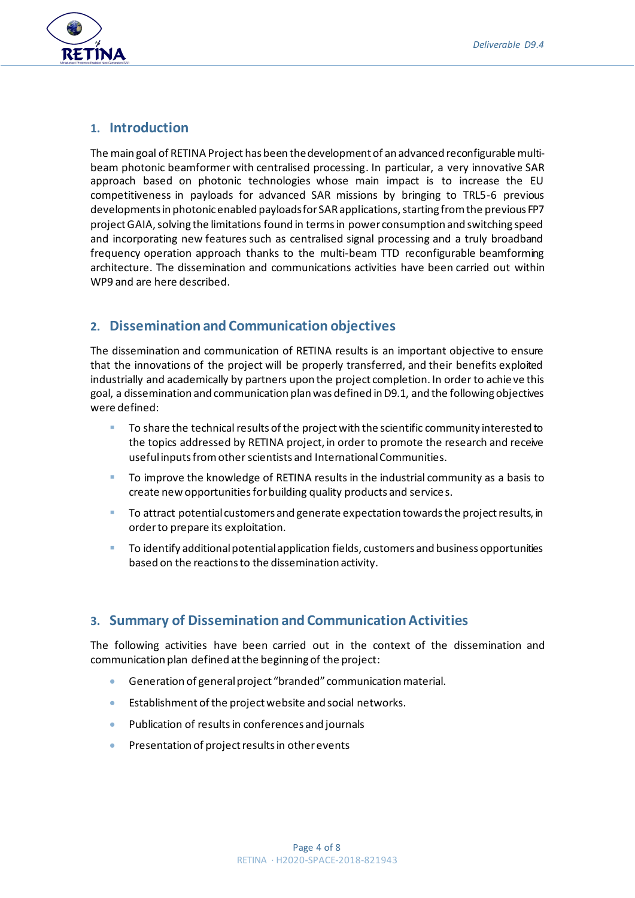## 1. Introduction

The main goal of RETINA Project has been the development of an advanced reconfigurable multi-beam photonic beamformer with centralised processing. In particular, a very innovative SAR approach based on photonic technologies whose main impact is to increase the EU competitiveness in payloads for advanced SAR missions by bringing to TRL5-6 previous developments in photonic enabled payloads for SAR applications, starting from the previous FP7 project GAIA, solving the limitations found in terms in power consumption and switching speed and incorporating new features such as centralised signal processing and a truly broadband frequency operation approach thanks to the multi-beam TTD reconfigurable beamforming architecture. The dissemination and communications activities have been carried out within WP9 and are here described.

## 2. Dissemination and Communication objectives

The dissemination and communication of RETINA results is an important objective to ensure that the innovations of the project will be properly transferred, and their benefits exploited industrially and academically by partners upon the project completion. In order to achieve this goal, a dissemination and communication plan was defined in D9.1, and the following objectives were defined:

- To share the technical results of the project with the scientific community interested to the topics addressed by RETINA project, in order to promote the research and receive useful inputs from other scientists and International Communities.
- To improve the knowledge of RETINA results in the industrial community as a basis to create new opportunities for building quality products and services.
- To attract potential customers and generate expectation towards the project results, in order to prepare its exploitation.
- To identify additional potential application fields, customers and business opportunities based on the reactions to the dissemination activity.

## 3. Summary of Dissemination and Communication Activities

The following activities have been carried out in the context of the dissemination and communication plan defined at the beginning of the project:

- Generation of general project "branded" communication material.
- Establishment of the project website and social networks.
- Publication of results in conferences and journals
- Presentation of project results in other events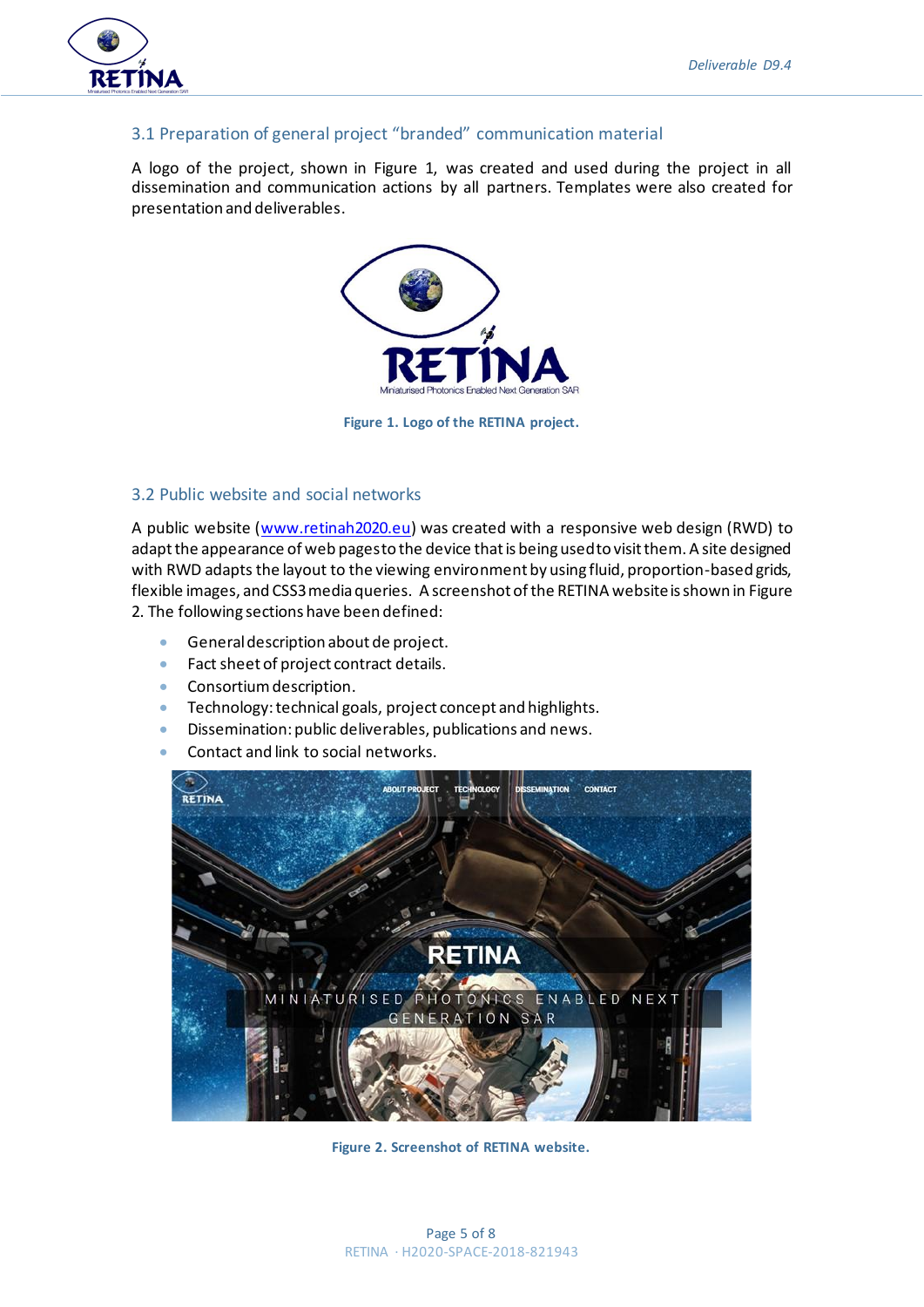## 3.1 Preparation of general project "branded" communication material

A logo of the project, shown in Figure 1, was created and used during the project in all dissemination and communication actions by all partners. Templates were also created for presentation and deliverables.

**Figure 1. Logo of the RETINA project.**

## 3.2 Public website and social networks

A public website ([www.retinah2020.eu](www.retinah2020.eu)) was created with a responsive web design (RWD) to adapt the appearance of web pages to the device that is being used to visit them. A site designed with RWD adapts the layout to the viewing environment by using fluid, proportion-based grids, flexible images, and CSS3 media queries. A screenshot of the RETINA website is shown in Figure 2. The following sections have been defined:

- General description about de project.
- Fact sheet of project contract details.
- Consortium description.
- Technology: technical goals, project concept and highlights.
- Dissemination: public deliverables, publications and news.
- Contact and link to social networks.

**Figure 2. Screenshot of RETINA website.**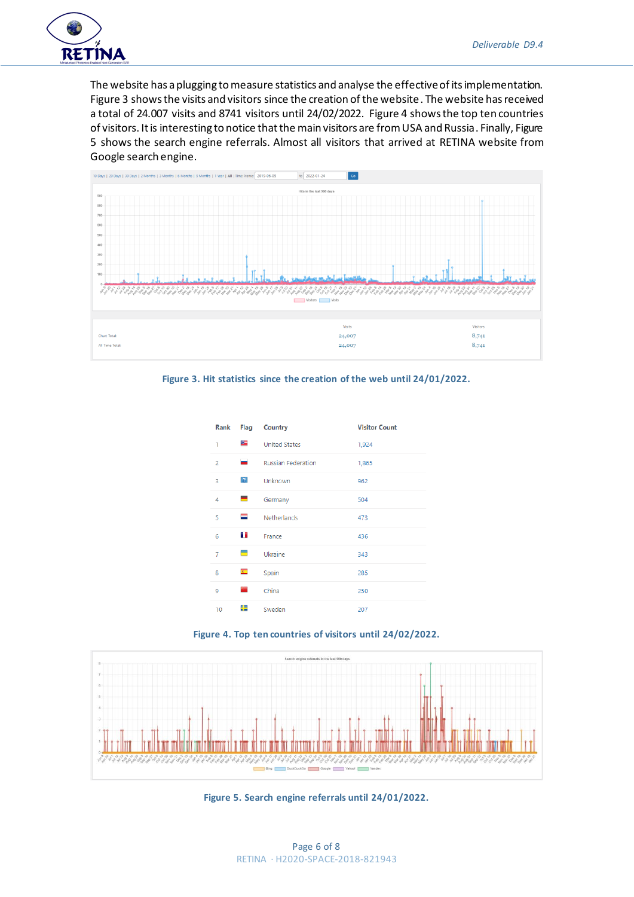The website has a plugging to measure statistics and analyse the effective of its implementation. Figure 3 shows the visits and visitors since the creation of the website. The website has received a total of 24.007 visits and 8741 visitors until 24/02/2022. Figure 4 shows the top ten countries of visitors. It is interesting to notice that the main visitors are from USA and Russia. Finally, Figure 5 shows the search engine referrals. Almost all visitors that arrived at RETINA website from Google search engine.

|  | Visits | Visitors |
|---|---|---|
| Chart Total | 24,007 | 8,741 |
| All Time Total | 24,007 | 8,741 |

**Figure 3. Hit statistics since the creation of the web until 24/01/2022.**

| Rank | Flag | Country | Visitor Count |
|---|---|---|---|
| 1 |  | United States | 1,924 |
| 2 |  | Russian Federation | 1,865 |
| 3 |  | Unknown | 962 |
| 4 |  | Germany | 504 |
| 5 |  | Netherlands | 473 |
| 6 |  | France | 436 |
| 7 |  | Ukraine | 343 |
| 8 |  | Spain | 285 |
| 9 |  | China | 250 |
| 10 |  | Sweden | 207 |

**Figure 4. Top ten countries of visitors until 24/02/2022.**

**Figure 5. Search engine referrals until 24/01/2022.**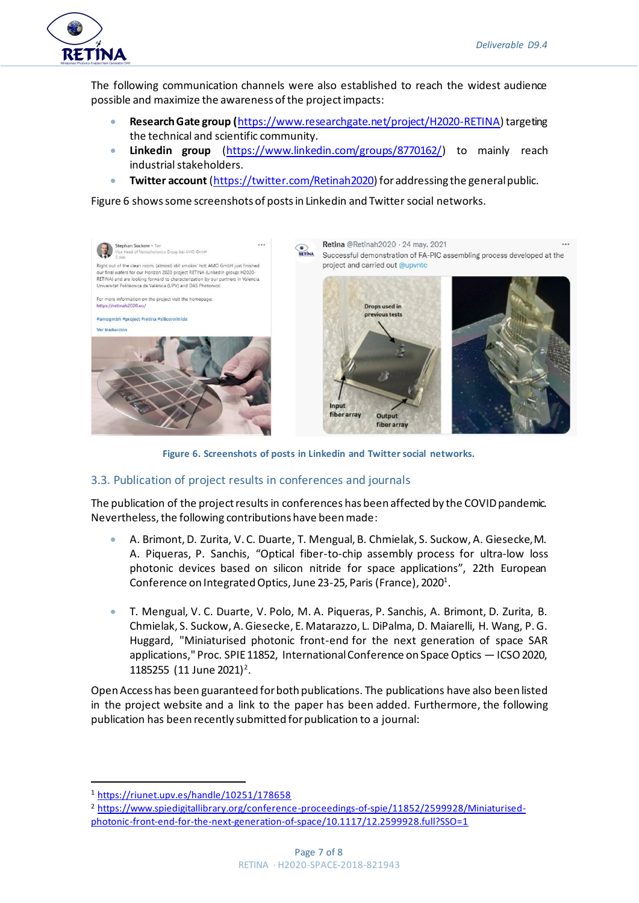The following communication channels were also established to reach the widest audience possible and maximize the awareness of the project impacts:

- **Research Gate group** (https://www.researchgate.net/project/H2020-RETINA) targeting the technical and scientific community.
- **Linkedin group** (https://www.linkedin.com/groups/8770162/) to mainly reach industrial stakeholders.
- **Twitter account** (https://twitter.com/Retinah2020) for addressing the general public.

Figure 6 shows some screenshots of posts in Linkedin and Twitter social networks.

**Figure 6. Screenshots of posts in Linkedin and Twitter social networks.**

## 3.3. Publication of project results in conferences and journals

The publication of the project results in conferences has been affected by the COVID pandemic. Nevertheless, the following contributions have been made:

- A. Brimont, D. Zurita, V. C. Duarte, T. Mengual, B. Chmielak, S. Suckow, A. Giesecke, M. A. Piqueras, P. Sanchis, "Optical fiber-to-chip assembly process for ultra-low loss photonic devices based on silicon nitride for space applications", 22th European Conference on Integrated Optics, June 23-25, Paris (France), 2020[1].

- T. Mengual, V. C. Duarte, V. Polo, M. A. Piqueras, P. Sanchis, A. Brimont, D. Zurita, B. Chmielak, S. Suckow, A. Giesecke, E. Matarazzo, L. DiPalma, D. Maiarelli, H. Wang, P. G. Huggard, "Miniaturised photonic front-end for the next generation of space SAR applications," Proc. SPIE 11852, International Conference on Space Optics — ICSO 2020, 1185255 (11 June 2021)[2].

Open Access has been guaranteed for both publications. The publications have also been listed in the project website and a link to the paper has been added. Furthermore, the following publication has been recently submitted for publication to a journal:

---

[1] https://riunet.upv.es/handle/10251/178658

[2] https://www.spiedigitallibrary.org/conference-proceedings-of-spie/11852/2599928/Miniaturised-photonic-front-end-for-the-next-generation-of-space/10.1117/12.2599928.full?SSO=1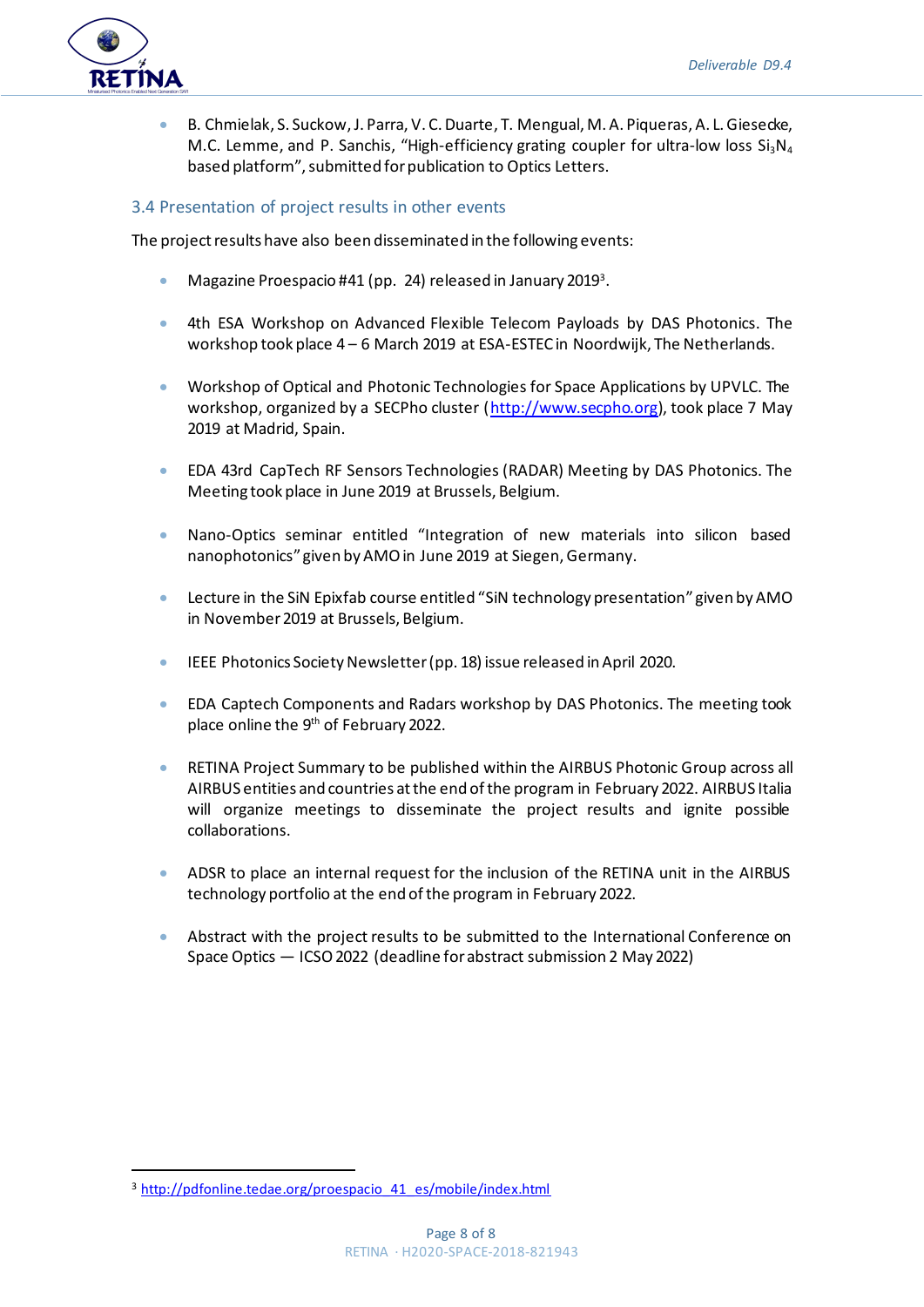- B. Chmielak, S. Suckow, J. Parra, V. C. Duarte, T. Mengual, M. A. Piqueras, A. L. Giesecke, M.C. Lemme, and P. Sanchis, "High-efficiency grating coupler for ultra-low loss $Si_3N_4$ based platform", submitted for publication to Optics Letters.

### 3.4 Presentation of project results in other events

The project results have also been disseminated in the following events:

- Magazine Proespacio #41 (pp. 24) released in January 2019[3].
- 4th ESA Workshop on Advanced Flexible Telecom Payloads by DAS Photonics. The workshop took place 4 – 6 March 2019 at ESA-ESTEC in Noordwijk, The Netherlands.
- Workshop of Optical and Photonic Technologies for Space Applications by UPVLC. The workshop, organized by a SECPho cluster (http://www.secpho.org), took place 7 May 2019 at Madrid, Spain.
- EDA 43rd CapTech RF Sensors Technologies (RADAR) Meeting by DAS Photonics. The Meeting took place in June 2019 at Brussels, Belgium.
- Nano-Optics seminar entitled "Integration of new materials into silicon based nanophotonics" given by AMO in June 2019 at Siegen, Germany.
- Lecture in the SiN Epixfab course entitled "SiN technology presentation" given by AMO in November 2019 at Brussels, Belgium.
- IEEE Photonics Society Newsletter (pp. 18) issue released in April 2020.
- EDA Captech Components and Radars workshop by DAS Photonics. The meeting took place online the 9th of February 2022.
- RETINA Project Summary to be published within the AIRBUS Photonic Group across all AIRBUS entities and countries at the end of the program in February 2022. AIRBUS Italia will organize meetings to disseminate the project results and ignite possible collaborations.
- ADSR to place an internal request for the inclusion of the RETINA unit in the AIRBUS technology portfolio at the end of the program in February 2022.
- Abstract with the project results to be submitted to the International Conference on Space Optics — ICSO 2022 (deadline for abstract submission 2 May 2022)

[3] http://pdfonline.tedae.org/proespacio_41_es/mobile/index.html